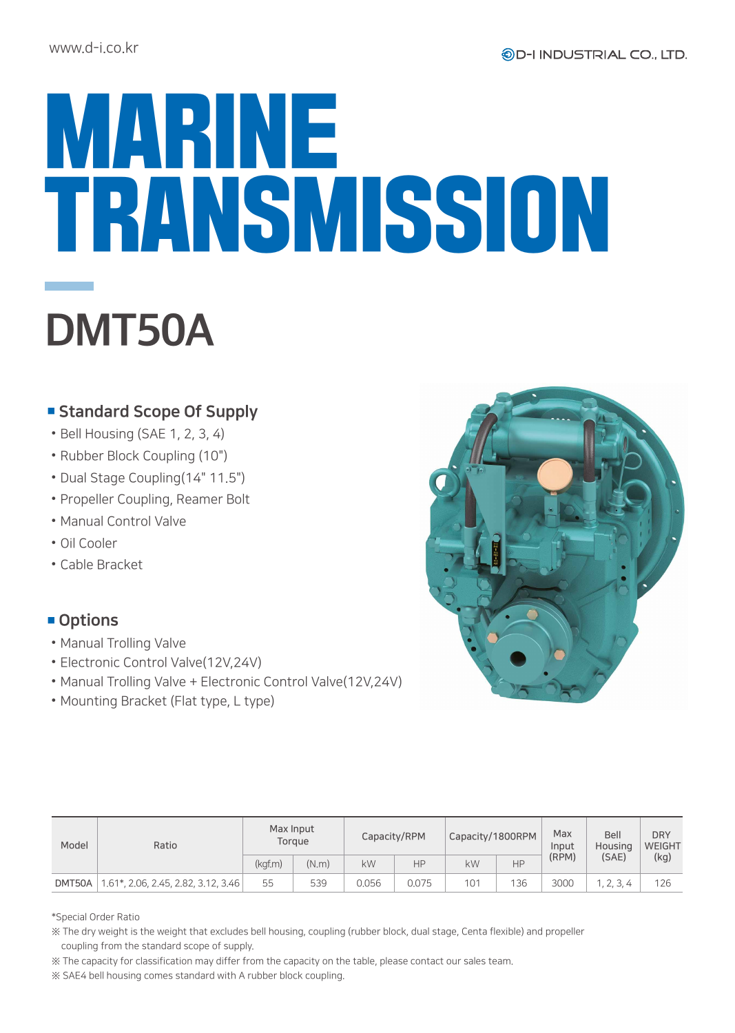# MARINE TRANSMISSION

## DMT50A

### ■ Standard Scope Of Supply

- Bell Housing (SAE 1, 2, 3, 4)
- Rubber Block Coupling (10")
- Dual Stage Coupling(14" 11.5")
- Propeller Coupling, Reamer Bolt
- Manual Control Valve
- Oil Cooler
- Cable Bracket

### ■ Options

- Manual Trolling Valve
- Electronic Control Valve(12V,24V)
- Manual Trolling Valve + Electronic Control Valve(12V,24V)
- Mounting Bracket (Flat type, L type)

| Model | Ratio | Max Input Torque | | Capacity/RPM | | Capacity/1800RPM | | Max Input (RPM) | Bell Housing (SAE) | DRY WEIGHT (kg) |
|---|---|---|---|---|---|---|---|---|---|---|
| | | (kgf.m) | (N.m) | kW | HP | kW | HP | | | |
| DMT50A | 1.61*, 2.06, 2.45, 2.82, 3.12, 3.46 | 55 | 539 | 0.056 | 0.075 | 101 | 136 | 3000 | 1, 2, 3, 4 | 126 |

*Special Order Ratio

※ The dry weight is the weight that excludes bell housing, coupling (rubber block, dual stage, Centa flexible) and propeller coupling from the standard scope of supply.

※ The capacity for classification may differ from the capacity on the table, please contact our sales team.

※ SAE4 bell housing comes standard with A rubber block coupling.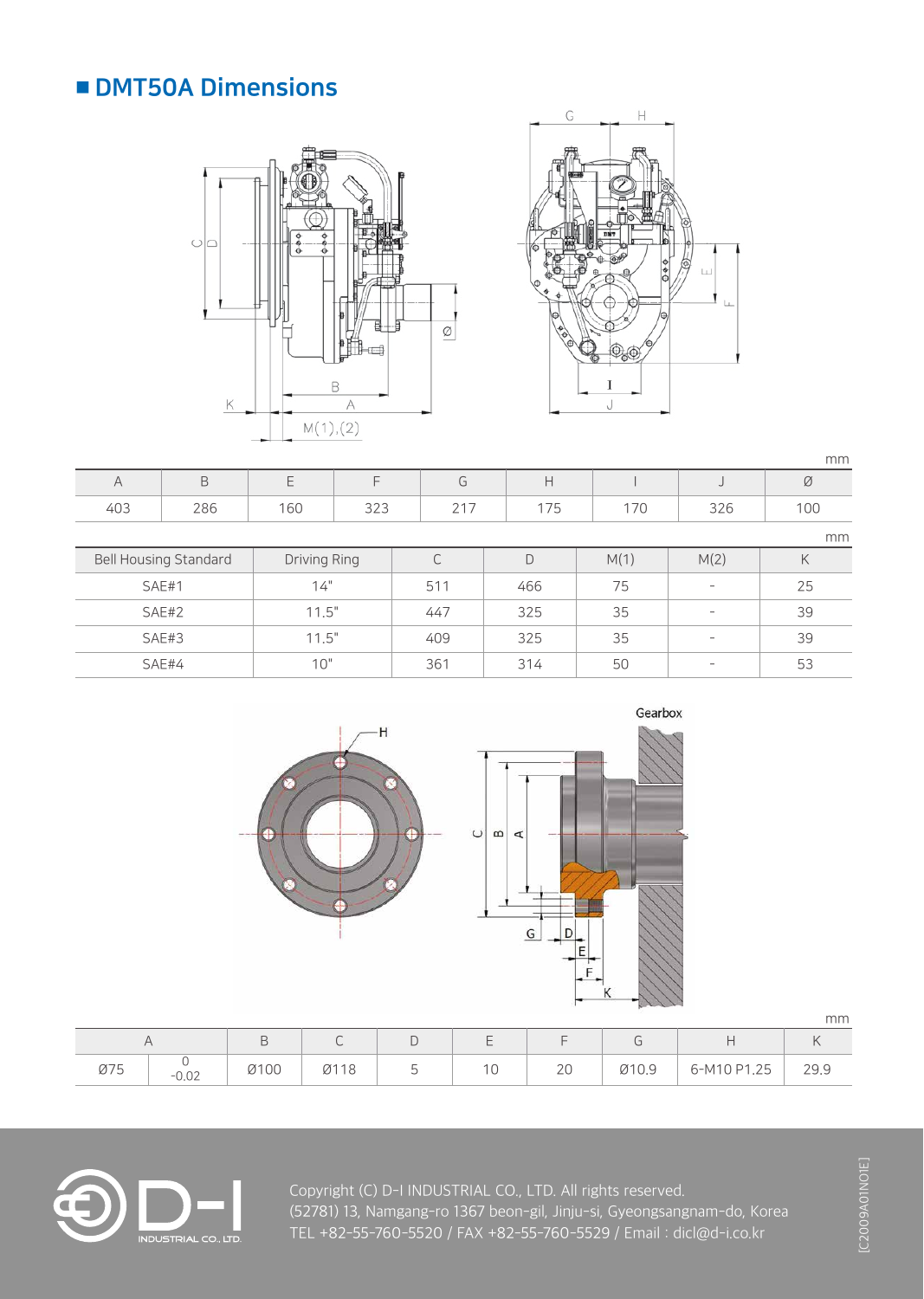## ■ DMT50A Dimensions

mm

| A | B | E | F | G | H | I | J | Ø |
|---|---|---|---|---|---|---|---|---|
| 403 | 286 | 160 | 323 | 217 | 175 | 170 | 326 | 100 |

mm

| Bell Housing Standard | Driving Ring | C | D | M(1) | M(2) | K |
|---|---|---|---|---|---|---|
| SAE#1 | 14" | 511 | 466 | 75 | - | 25 |
| SAE#2 | 11.5" | 447 | 325 | 35 | - | 39 |
| SAE#3 | 11.5" | 409 | 325 | 35 | - | 39 |
| SAE#4 | 10" | 361 | 314 | 50 | - | 53 |

Gearbox

mm

| A | | B | C | D | E | F | G | H | K |
|---|---|---|---|---|---|---|---|---|---|
| Ø75 | 0 / -0.02 | Ø100 | Ø118 | 5 | 10 | 20 | Ø10.9 | 6-M10 P1.25 | 29.9 |

D-I INDUSTRIAL CO., LTD.

Copyright (C) D-I INDUSTRIAL CO., LTD. All rights reserved.
(52781) 13, Namgang-ro 1367 beon-gil, Jinju-si, Gyeongsangnam-do, Korea
TEL +82-55-760-5520 / FAX +82-55-760-5529 / Email : dicl@d-i.co.kr

[C2009A01N0IE]